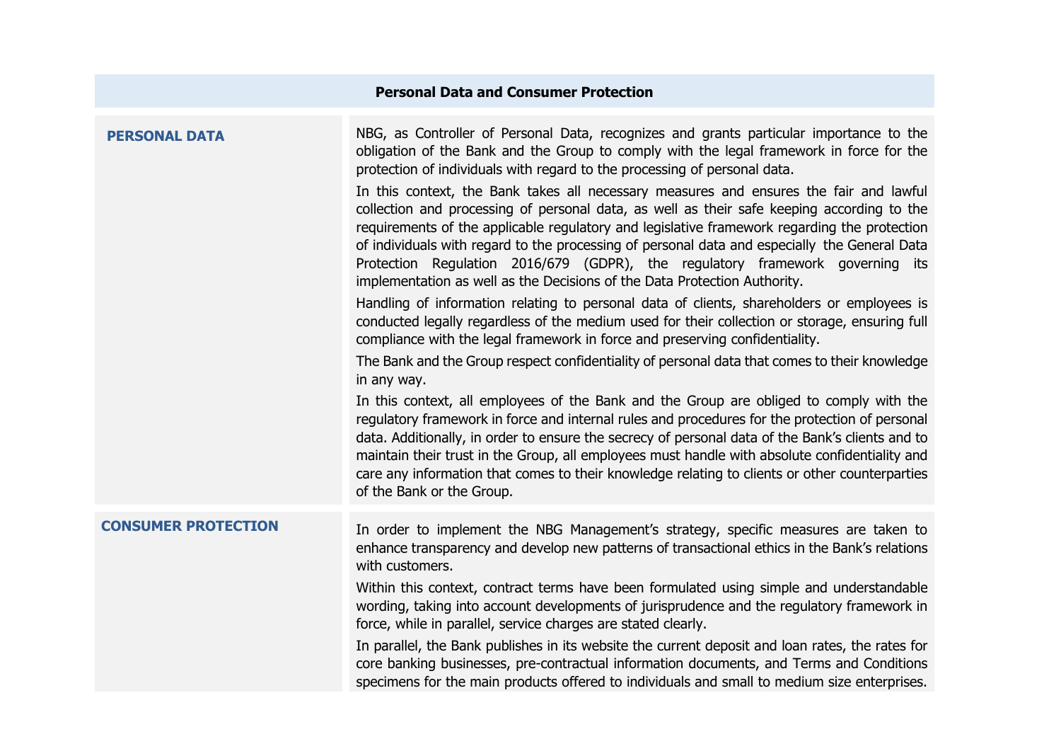## Personal Data and Consumer Protection

| | |
|---|---|
| **PERSONAL DATA** | NBG, as Controller of Personal Data, recognizes and grants particular importance to the obligation of the Bank and the Group to comply with the legal framework in force for the protection of individuals with regard to the processing of personal data.<br><br>In this context, the Bank takes all necessary measures and ensures the fair and lawful collection and processing of personal data, as well as their safe keeping according to the requirements of the applicable regulatory and legislative framework regarding the protection of individuals with regard to the processing of personal data and especially the General Data Protection Regulation 2016/679 (GDPR), the regulatory framework governing its implementation as well as the Decisions of the Data Protection Authority.<br><br>Handling of information relating to personal data of clients, shareholders or employees is conducted legally regardless of the medium used for their collection or storage, ensuring full compliance with the legal framework in force and preserving confidentiality.<br><br>The Bank and the Group respect confidentiality of personal data that comes to their knowledge in any way.<br><br>In this context, all employees of the Bank and the Group are obliged to comply with the regulatory framework in force and internal rules and procedures for the protection of personal data. Additionally, in order to ensure the secrecy of personal data of the Bank's clients and to maintain their trust in the Group, all employees must handle with absolute confidentiality and care any information that comes to their knowledge relating to clients or other counterparties of the Bank or the Group. |
| **CONSUMER PROTECTION** | In order to implement the NBG Management's strategy, specific measures are taken to enhance transparency and develop new patterns of transactional ethics in the Bank's relations with customers.<br><br>Within this context, contract terms have been formulated using simple and understandable wording, taking into account developments of jurisprudence and the regulatory framework in force, while in parallel, service charges are stated clearly.<br><br>In parallel, the Bank publishes in its website the current deposit and loan rates, the rates for core banking businesses, pre-contractual information documents, and Terms and Conditions specimens for the main products offered to individuals and small to medium size enterprises. |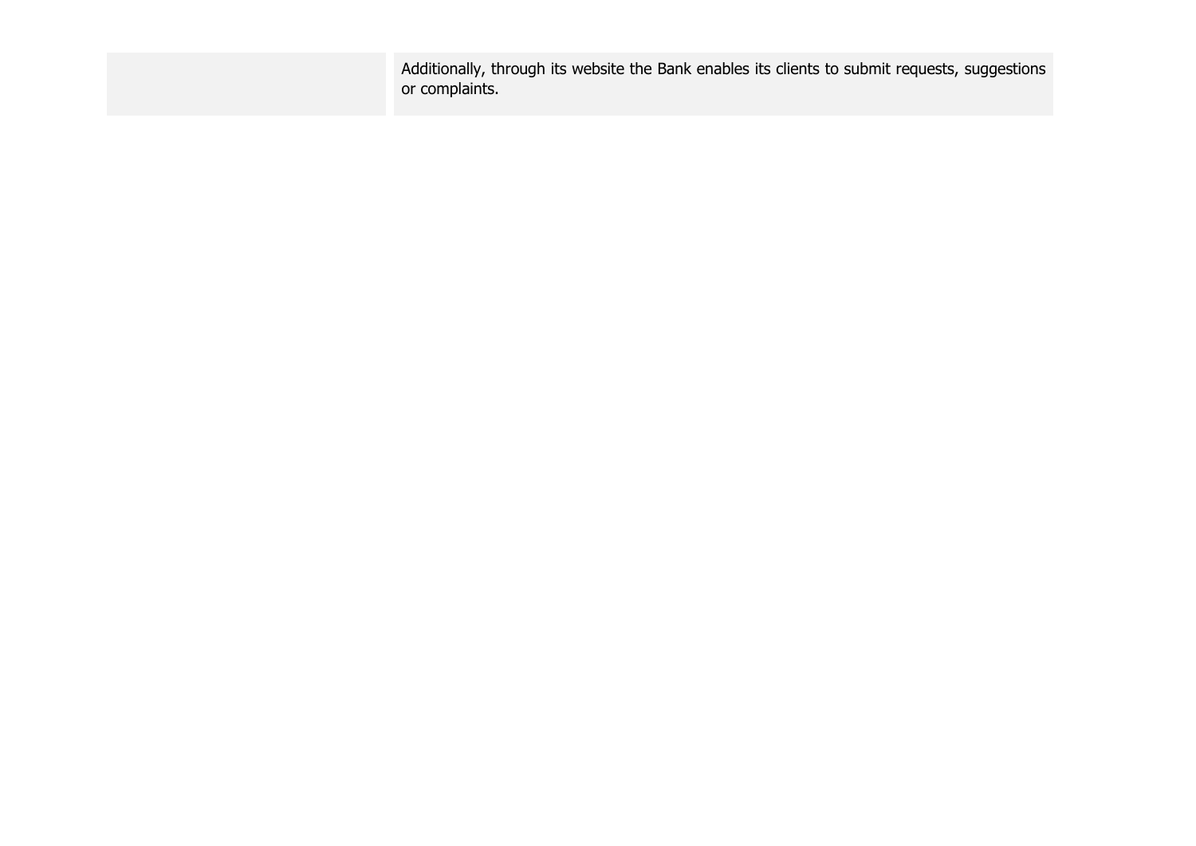| | |
|---|---|
| | Additionally, through its website the Bank enables its clients to submit requests, suggestions or complaints. |